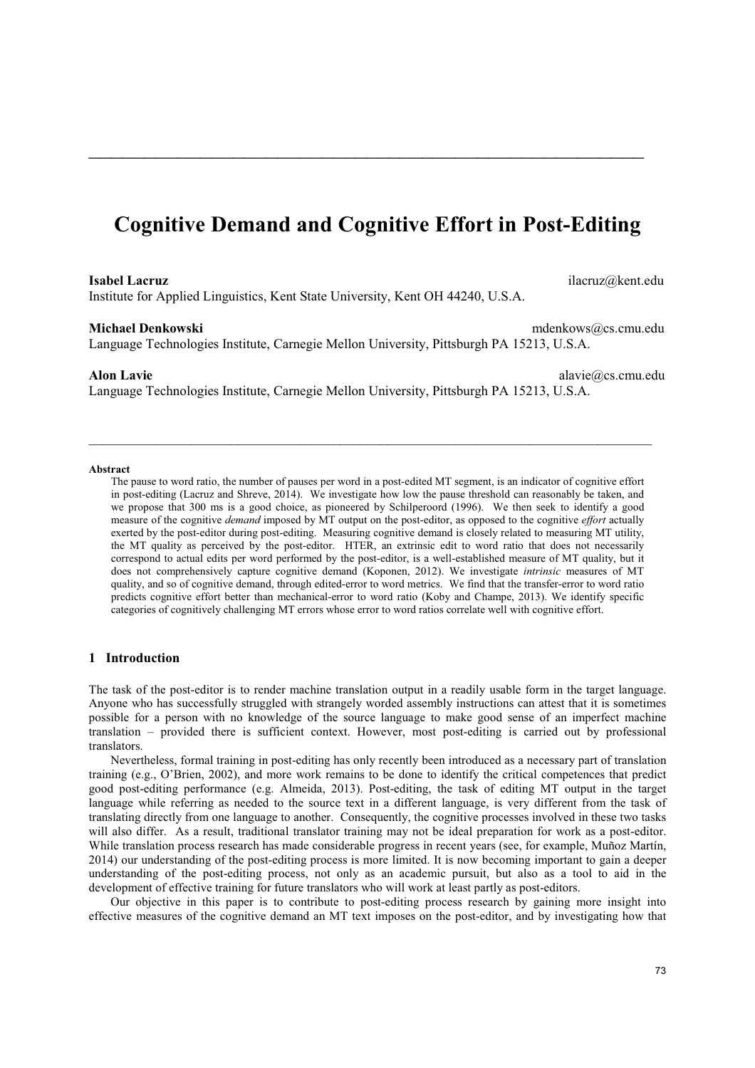# Cognitive Demand and Cognitive Effort in Post-Editing

**Isabel Lacruz** ilacruz@kent.edu
Institute for Applied Linguistics, Kent State University, Kent OH 44240, U.S.A.

**Michael Denkowski** mdenkows@cs.cmu.edu
Language Technologies Institute, Carnegie Mellon University, Pittsburgh PA 15213, U.S.A.

**Alon Lavie** alavie@cs.cmu.edu
Language Technologies Institute, Carnegie Mellon University, Pittsburgh PA 15213, U.S.A.

---

**Abstract**

The pause to word ratio, the number of pauses per word in a post-edited MT segment, is an indicator of cognitive effort in post-editing (Lacruz and Shreve, 2014). We investigate how low the pause threshold can reasonably be taken, and we propose that 300 ms is a good choice, as pioneered by Schilperoord (1996). We then seek to identify a good measure of the cognitive *demand* imposed by MT output on the post-editor, as opposed to the cognitive *effort* actually exerted by the post-editor during post-editing. Measuring cognitive demand is closely related to measuring MT utility, the MT quality as perceived by the post-editor. HTER, an extrinsic edit to word ratio that does not necessarily correspond to actual edits per word performed by the post-editor, is a well-established measure of MT quality, but it does not comprehensively capture cognitive demand (Koponen, 2012). We investigate *intrinsic* measures of MT quality, and so of cognitive demand, through edited-error to word metrics. We find that the transfer-error to word ratio predicts cognitive effort better than mechanical-error to word ratio (Koby and Champe, 2013). We identify specific categories of cognitively challenging MT errors whose error to word ratios correlate well with cognitive effort.

## 1 Introduction

The task of the post-editor is to render machine translation output in a readily usable form in the target language. Anyone who has successfully struggled with strangely worded assembly instructions can attest that it is sometimes possible for a person with no knowledge of the source language to make good sense of an imperfect machine translation – provided there is sufficient context. However, most post-editing is carried out by professional translators.

Nevertheless, formal training in post-editing has only recently been introduced as a necessary part of translation training (e.g., O'Brien, 2002), and more work remains to be done to identify the critical competences that predict good post-editing performance (e.g. Almeida, 2013). Post-editing, the task of editing MT output in the target language while referring as needed to the source text in a different language, is very different from the task of translating directly from one language to another. Consequently, the cognitive processes involved in these two tasks will also differ. As a result, traditional translator training may not be ideal preparation for work as a post-editor. While translation process research has made considerable progress in recent years (see, for example, Muñoz Martín, 2014) our understanding of the post-editing process is more limited. It is now becoming important to gain a deeper understanding of the post-editing process, not only as an academic pursuit, but also as a tool to aid in the development of effective training for future translators who will work at least partly as post-editors.

Our objective in this paper is to contribute to post-editing process research by gaining more insight into effective measures of the cognitive demand an MT text imposes on the post-editor, and by investigating how that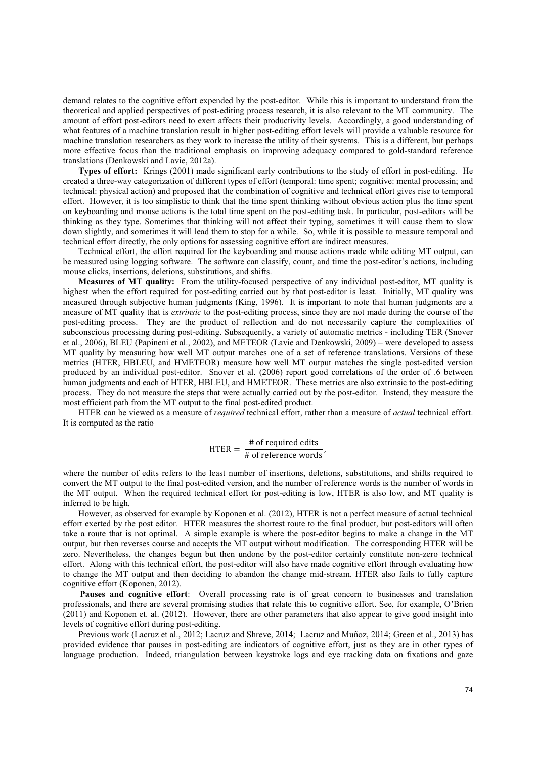demand relates to the cognitive effort expended by the post-editor. While this is important to understand from the theoretical and applied perspectives of post-editing process research, it is also relevant to the MT community. The amount of effort post-editors need to exert affects their productivity levels. Accordingly, a good understanding of what features of a machine translation result in higher post-editing effort levels will provide a valuable resource for machine translation researchers as they work to increase the utility of their systems. This is a different, but perhaps more effective focus than the traditional emphasis on improving adequacy compared to gold-standard reference translations (Denkowski and Lavie, 2012a).

**Types of effort:** Krings (2001) made significant early contributions to the study of effort in post-editing. He created a three-way categorization of different types of effort (temporal: time spent; cognitive: mental processin; and technical: physical action) and proposed that the combination of cognitive and technical effort gives rise to temporal effort. However, it is too simplistic to think that the time spent thinking without obvious action plus the time spent on keyboarding and mouse actions is the total time spent on the post-editing task. In particular, post-editors will be thinking as they type. Sometimes that thinking will not affect their typing, sometimes it will cause them to slow down slightly, and sometimes it will lead them to stop for a while. So, while it is possible to measure temporal and technical effort directly, the only options for assessing cognitive effort are indirect measures.

Technical effort, the effort required for the keyboarding and mouse actions made while editing MT output, can be measured using logging software. The software can classify, count, and time the post-editor's actions, including mouse clicks, insertions, deletions, substitutions, and shifts.

**Measures of MT quality:** From the utility-focused perspective of any individual post-editor, MT quality is highest when the effort required for post-editing carried out by that post-editor is least. Initially, MT quality was measured through subjective human judgments (King, 1996). It is important to note that human judgments are a measure of MT quality that is *extrinsic* to the post-editing process, since they are not made during the course of the post-editing process. They are the product of reflection and do not necessarily capture the complexities of subconscious processing during post-editing. Subsequently, a variety of automatic metrics - including TER (Snover et al., 2006), BLEU (Papineni et al., 2002), and METEOR (Lavie and Denkowski, 2009) – were developed to assess MT quality by measuring how well MT output matches one of a set of reference translations. Versions of these metrics (HTER, HBLEU, and HMETEOR) measure how well MT output matches the single post-edited version produced by an individual post-editor. Snover et al. (2006) report good correlations of the order of .6 between human judgments and each of HTER, HBLEU, and HMETEOR. These metrics are also extrinsic to the post-editing process. They do not measure the steps that were actually carried out by the post-editor. Instead, they measure the most efficient path from the MT output to the final post-edited product.

HTER can be viewed as a measure of *required* technical effort, rather than a measure of *actual* technical effort. It is computed as the ratio

$$\text{HTER} = \frac{\text{\# of required edits}}{\text{\# of reference words}},$$

where the number of edits refers to the least number of insertions, deletions, substitutions, and shifts required to convert the MT output to the final post-edited version, and the number of reference words is the number of words in the MT output. When the required technical effort for post-editing is low, HTER is also low, and MT quality is inferred to be high.

However, as observed for example by Koponen et al. (2012), HTER is not a perfect measure of actual technical effort exerted by the post editor. HTER measures the shortest route to the final product, but post-editors will often take a route that is not optimal. A simple example is where the post-editor begins to make a change in the MT output, but then reverses course and accepts the MT output without modification. The corresponding HTER will be zero. Nevertheless, the changes begun but then undone by the post-editor certainly constitute non-zero technical effort. Along with this technical effort, the post-editor will also have made cognitive effort through evaluating how to change the MT output and then deciding to abandon the change mid-stream. HTER also fails to fully capture cognitive effort (Koponen, 2012).

**Pauses and cognitive effort**: Overall processing rate is of great concern to businesses and translation professionals, and there are several promising studies that relate this to cognitive effort. See, for example, O'Brien (2011) and Koponen et. al. (2012). However, there are other parameters that also appear to give good insight into levels of cognitive effort during post-editing.

Previous work (Lacruz et al., 2012; Lacruz and Shreve, 2014; Lacruz and Muñoz, 2014; Green et al., 2013) has provided evidence that pauses in post-editing are indicators of cognitive effort, just as they are in other types of language production. Indeed, triangulation between keystroke logs and eye tracking data on fixations and gaze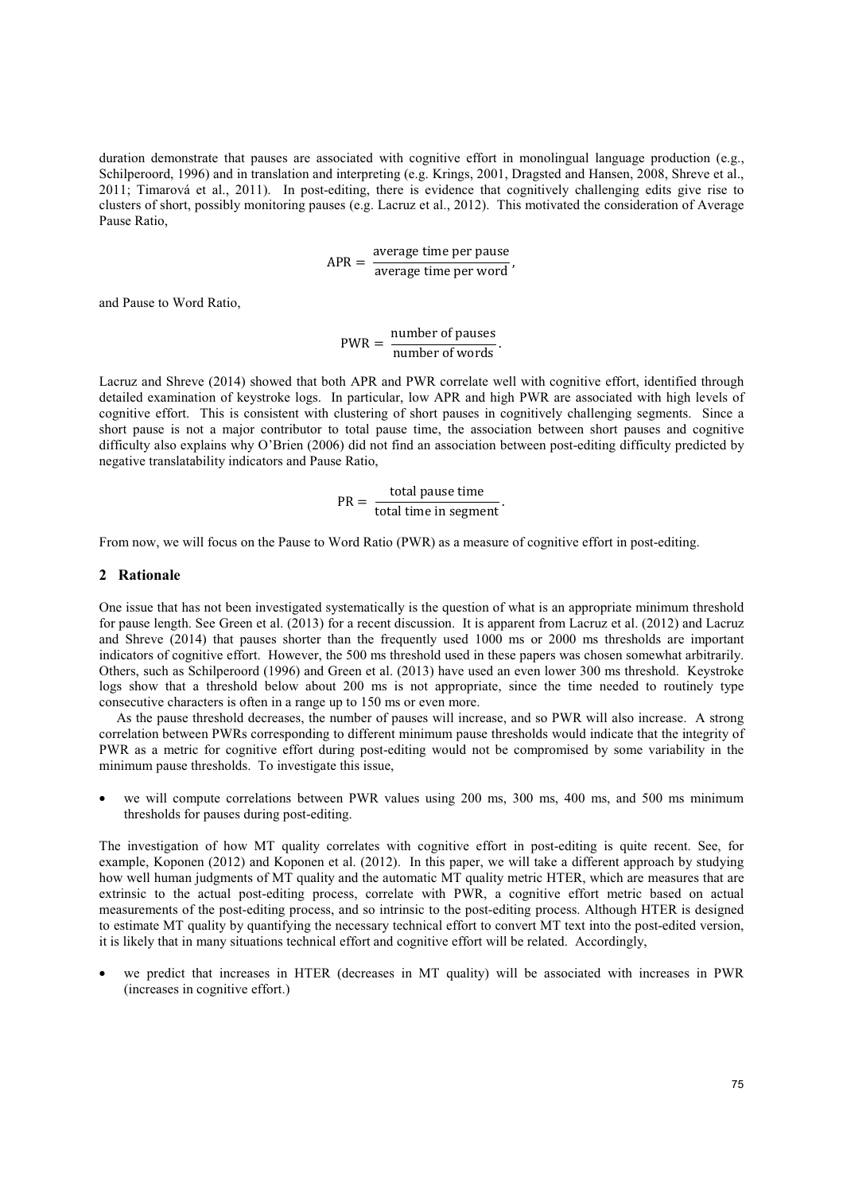duration demonstrate that pauses are associated with cognitive effort in monolingual language production (e.g., Schilperoord, 1996) and in translation and interpreting (e.g. Krings, 2001, Dragsted and Hansen, 2008, Shreve et al., 2011; Timarová et al., 2011). In post-editing, there is evidence that cognitively challenging edits give rise to clusters of short, possibly monitoring pauses (e.g. Lacruz et al., 2012). This motivated the consideration of Average Pause Ratio,

$$\text{APR} = \frac{\text{average time per pause}}{\text{average time per word}},$$

and Pause to Word Ratio,

$$\text{PWR} = \frac{\text{number of pauses}}{\text{number of words}}.$$

Lacruz and Shreve (2014) showed that both APR and PWR correlate well with cognitive effort, identified through detailed examination of keystroke logs. In particular, low APR and high PWR are associated with high levels of cognitive effort. This is consistent with clustering of short pauses in cognitively challenging segments. Since a short pause is not a major contributor to total pause time, the association between short pauses and cognitive difficulty also explains why O'Brien (2006) did not find an association between post-editing difficulty predicted by negative translatability indicators and Pause Ratio,

$$\text{PR} = \frac{\text{total pause time}}{\text{total time in segment}}.$$

From now, we will focus on the Pause to Word Ratio (PWR) as a measure of cognitive effort in post-editing.

## 2 Rationale

One issue that has not been investigated systematically is the question of what is an appropriate minimum threshold for pause length. See Green et al. (2013) for a recent discussion. It is apparent from Lacruz et al. (2012) and Lacruz and Shreve (2014) that pauses shorter than the frequently used 1000 ms or 2000 ms thresholds are important indicators of cognitive effort. However, the 500 ms threshold used in these papers was chosen somewhat arbitrarily. Others, such as Schilperoord (1996) and Green et al. (2013) have used an even lower 300 ms threshold. Keystroke logs show that a threshold below about 200 ms is not appropriate, since the time needed to routinely type consecutive characters is often in a range up to 150 ms or even more.

As the pause threshold decreases, the number of pauses will increase, and so PWR will also increase. A strong correlation between PWRs corresponding to different minimum pause thresholds would indicate that the integrity of PWR as a metric for cognitive effort during post-editing would not be compromised by some variability in the minimum pause thresholds. To investigate this issue,

- we will compute correlations between PWR values using 200 ms, 300 ms, 400 ms, and 500 ms minimum thresholds for pauses during post-editing.

The investigation of how MT quality correlates with cognitive effort in post-editing is quite recent. See, for example, Koponen (2012) and Koponen et al. (2012). In this paper, we will take a different approach by studying how well human judgments of MT quality and the automatic MT quality metric HTER, which are measures that are extrinsic to the actual post-editing process, correlate with PWR, a cognitive effort metric based on actual measurements of the post-editing process, and so intrinsic to the post-editing process. Although HTER is designed to estimate MT quality by quantifying the necessary technical effort to convert MT text into the post-edited version, it is likely that in many situations technical effort and cognitive effort will be related. Accordingly,

- we predict that increases in HTER (decreases in MT quality) will be associated with increases in PWR (increases in cognitive effort.)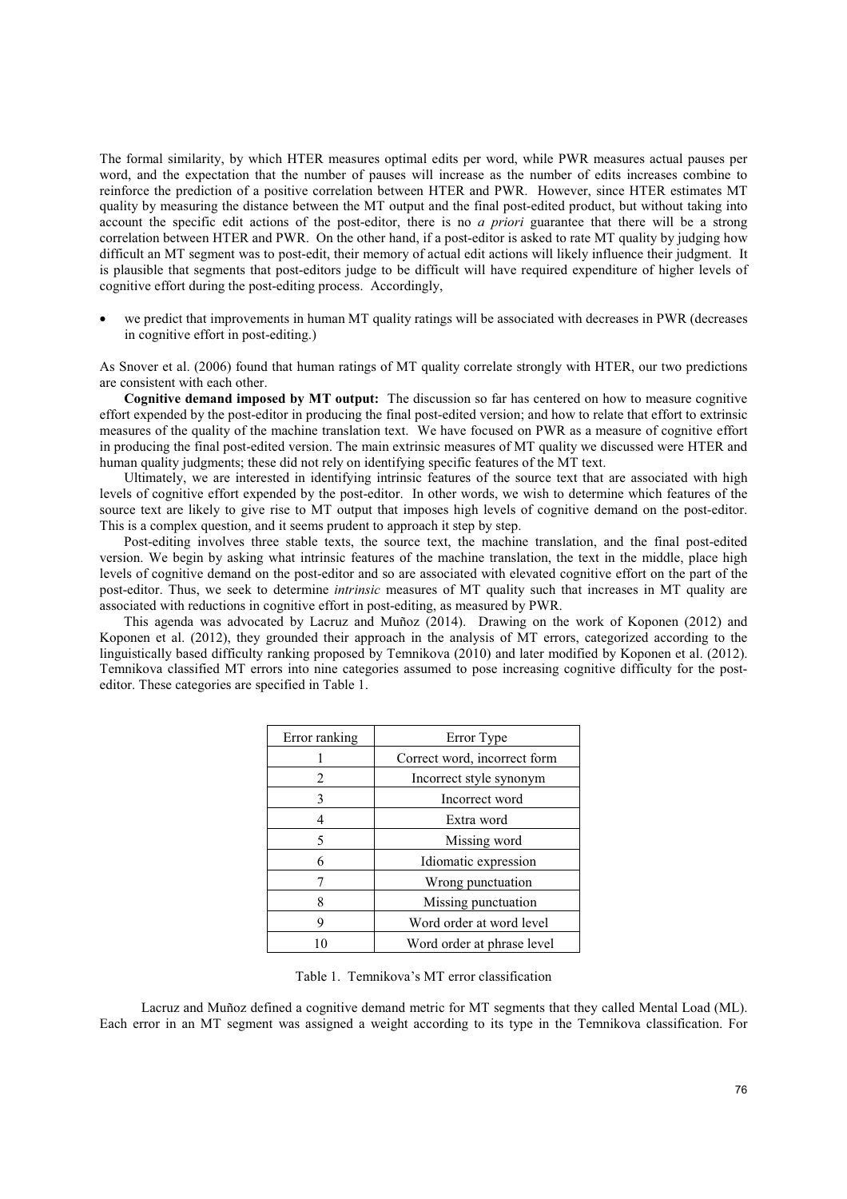The formal similarity, by which HTER measures optimal edits per word, while PWR measures actual pauses per word, and the expectation that the number of pauses will increase as the number of edits increases combine to reinforce the prediction of a positive correlation between HTER and PWR. However, since HTER estimates MT quality by measuring the distance between the MT output and the final post-edited product, but without taking into account the specific edit actions of the post-editor, there is no *a priori* guarantee that there will be a strong correlation between HTER and PWR. On the other hand, if a post-editor is asked to rate MT quality by judging how difficult an MT segment was to post-edit, their memory of actual edit actions will likely influence their judgment. It is plausible that segments that post-editors judge to be difficult will have required expenditure of higher levels of cognitive effort during the post-editing process. Accordingly,

- we predict that improvements in human MT quality ratings will be associated with decreases in PWR (decreases in cognitive effort in post-editing.)

As Snover et al. (2006) found that human ratings of MT quality correlate strongly with HTER, our two predictions are consistent with each other.

**Cognitive demand imposed by MT output:** The discussion so far has centered on how to measure cognitive effort expended by the post-editor in producing the final post-edited version; and how to relate that effort to extrinsic measures of the quality of the machine translation text. We have focused on PWR as a measure of cognitive effort in producing the final post-edited version. The main extrinsic measures of MT quality we discussed were HTER and human quality judgments; these did not rely on identifying specific features of the MT text.

Ultimately, we are interested in identifying intrinsic features of the source text that are associated with high levels of cognitive effort expended by the post-editor. In other words, we wish to determine which features of the source text are likely to give rise to MT output that imposes high levels of cognitive demand on the post-editor. This is a complex question, and it seems prudent to approach it step by step.

Post-editing involves three stable texts, the source text, the machine translation, and the final post-edited version. We begin by asking what intrinsic features of the machine translation, the text in the middle, place high levels of cognitive demand on the post-editor and so are associated with elevated cognitive effort on the part of the post-editor. Thus, we seek to determine *intrinsic* measures of MT quality such that increases in MT quality are associated with reductions in cognitive effort in post-editing, as measured by PWR.

This agenda was advocated by Lacruz and Muñoz (2014). Drawing on the work of Koponen (2012) and Koponen et al. (2012), they grounded their approach in the analysis of MT errors, categorized according to the linguistically based difficulty ranking proposed by Temnikova (2010) and later modified by Koponen et al. (2012). Temnikova classified MT errors into nine categories assumed to pose increasing cognitive difficulty for the post-editor. These categories are specified in Table 1.

| Error ranking | Error Type |
|---|---|
| 1 | Correct word, incorrect form |
| 2 | Incorrect style synonym |
| 3 | Incorrect word |
| 4 | Extra word |
| 5 | Missing word |
| 6 | Idiomatic expression |
| 7 | Wrong punctuation |
| 8 | Missing punctuation |
| 9 | Word order at word level |
| 10 | Word order at phrase level |

Table 1. Temnikova's MT error classification

Lacruz and Muñoz defined a cognitive demand metric for MT segments that they called Mental Load (ML). Each error in an MT segment was assigned a weight according to its type in the Temnikova classification. For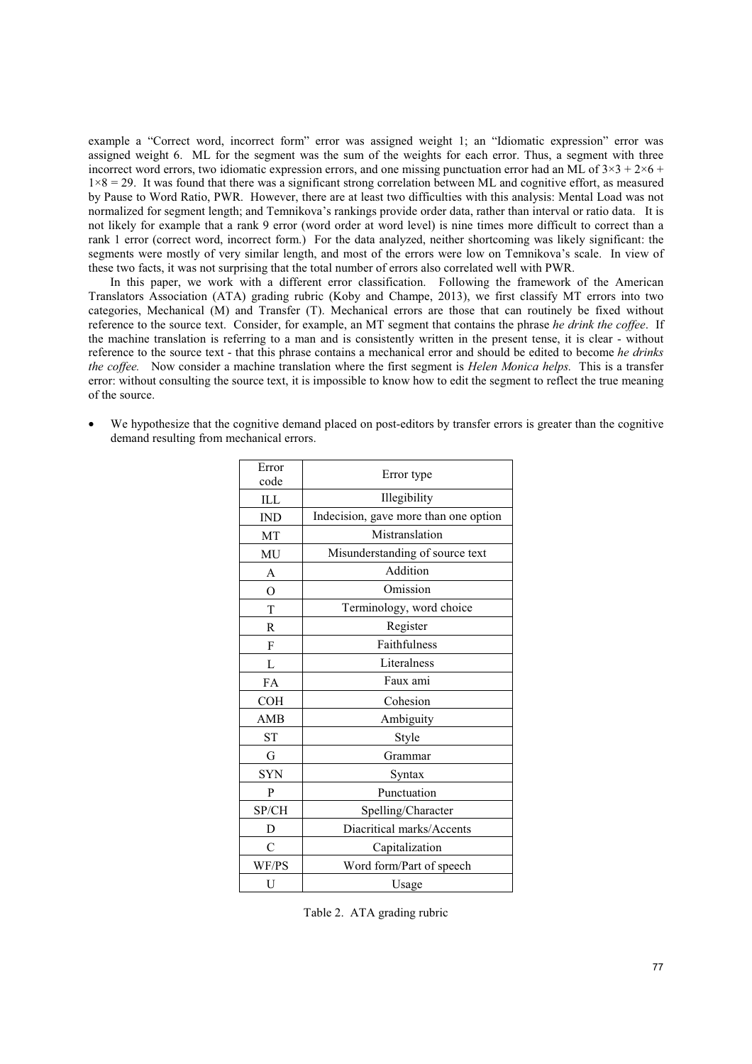example a "Correct word, incorrect form" error was assigned weight 1; an "Idiomatic expression" error was assigned weight 6. ML for the segment was the sum of the weights for each error. Thus, a segment with three incorrect word errors, two idiomatic expression errors, and one missing punctuation error had an ML of $3\times3 + 2\times6 + 1\times8 = 29$. It was found that there was a significant strong correlation between ML and cognitive effort, as measured by Pause to Word Ratio, PWR. However, there are at least two difficulties with this analysis: Mental Load was not normalized for segment length; and Temnikova's rankings provide order data, rather than interval or ratio data. It is not likely for example that a rank 9 error (word order at word level) is nine times more difficult to correct than a rank 1 error (correct word, incorrect form.) For the data analyzed, neither shortcoming was likely significant: the segments were mostly of very similar length, and most of the errors were low on Temnikova's scale. In view of these two facts, it was not surprising that the total number of errors also correlated well with PWR.

In this paper, we work with a different error classification. Following the framework of the American Translators Association (ATA) grading rubric (Koby and Champe, 2013), we first classify MT errors into two categories, Mechanical (M) and Transfer (T). Mechanical errors are those that can routinely be fixed without reference to the source text. Consider, for example, an MT segment that contains the phrase *he drink the coffee*. If the machine translation is referring to a man and is consistently written in the present tense, it is clear - without reference to the source text - that this phrase contains a mechanical error and should be edited to become *he drinks the coffee.* Now consider a machine translation where the first segment is *Helen Monica helps.* This is a transfer error: without consulting the source text, it is impossible to know how to edit the segment to reflect the true meaning of the source.

- We hypothesize that the cognitive demand placed on post-editors by transfer errors is greater than the cognitive demand resulting from mechanical errors.

| Error code | Error type |
|---|---|
| ILL | Illegibility |
| IND | Indecision, gave more than one option |
| MT | Mistranslation |
| MU | Misunderstanding of source text |
| A | Addition |
| O | Omission |
| T | Terminology, word choice |
| R | Register |
| F | Faithfulness |
| L | Literalness |
| FA | Faux ami |
| COH | Cohesion |
| AMB | Ambiguity |
| ST | Style |
| G | Grammar |
| SYN | Syntax |
| P | Punctuation |
| SP/CH | Spelling/Character |
| D | Diacritical marks/Accents |
| C | Capitalization |
| WF/PS | Word form/Part of speech |
| U | Usage |

Table 2. ATA grading rubric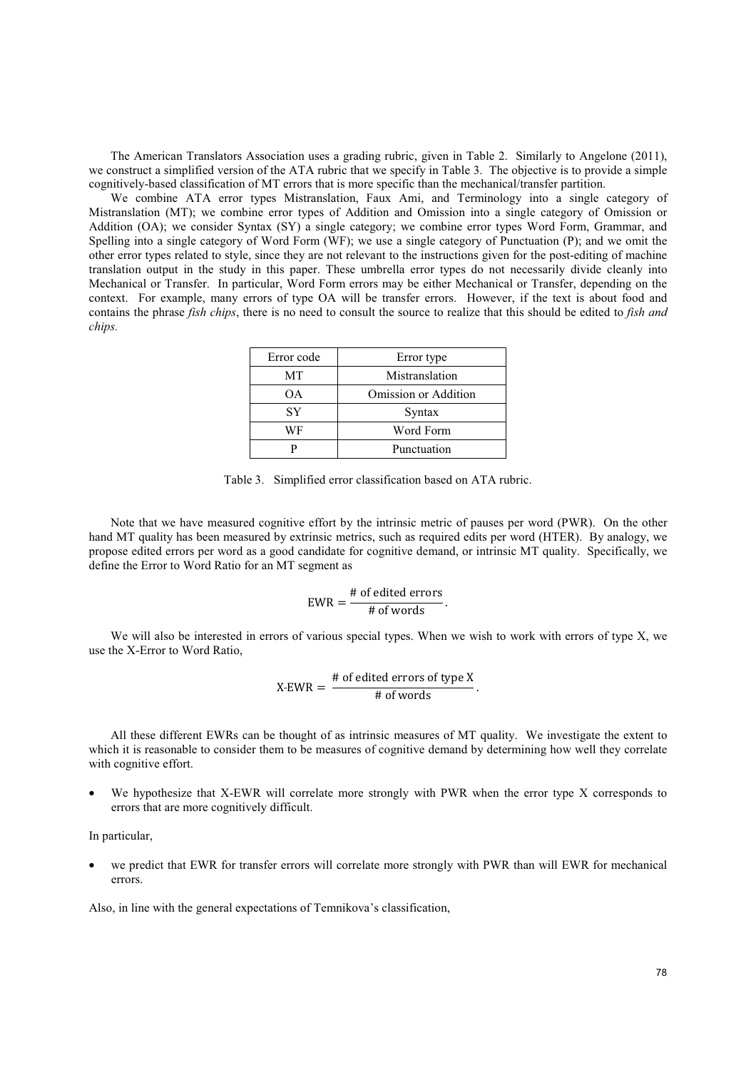The American Translators Association uses a grading rubric, given in Table 2. Similarly to Angelone (2011), we construct a simplified version of the ATA rubric that we specify in Table 3. The objective is to provide a simple cognitively-based classification of MT errors that is more specific than the mechanical/transfer partition.

We combine ATA error types Mistranslation, Faux Ami, and Terminology into a single category of Mistranslation (MT); we combine error types of Addition and Omission into a single category of Omission or Addition (OA); we consider Syntax (SY) a single category; we combine error types Word Form, Grammar, and Spelling into a single category of Word Form (WF); we use a single category of Punctuation (P); and we omit the other error types related to style, since they are not relevant to the instructions given for the post-editing of machine translation output in the study in this paper. These umbrella error types do not necessarily divide cleanly into Mechanical or Transfer. In particular, Word Form errors may be either Mechanical or Transfer, depending on the context. For example, many errors of type OA will be transfer errors. However, if the text is about food and contains the phrase *fish chips*, there is no need to consult the source to realize that this should be edited to *fish and chips.*

| Error code | Error type |
|---|---|
| MT | Mistranslation |
| OA | Omission or Addition |
| SY | Syntax |
| WF | Word Form |
| P | Punctuation |

Table 3. Simplified error classification based on ATA rubric.

Note that we have measured cognitive effort by the intrinsic metric of pauses per word (PWR). On the other hand MT quality has been measured by extrinsic metrics, such as required edits per word (HTER). By analogy, we propose edited errors per word as a good candidate for cognitive demand, or intrinsic MT quality. Specifically, we define the Error to Word Ratio for an MT segment as

$$\mathrm{EWR} = \frac{\text{\# of edited errors}}{\text{\# of words}}.$$

We will also be interested in errors of various special types. When we wish to work with errors of type X, we use the X-Error to Word Ratio,

$$\text{X-EWR} = \frac{\text{\# of edited errors of type X}}{\text{\# of words}}.$$

All these different EWRs can be thought of as intrinsic measures of MT quality. We investigate the extent to which it is reasonable to consider them to be measures of cognitive demand by determining how well they correlate with cognitive effort.

- We hypothesize that X-EWR will correlate more strongly with PWR when the error type X corresponds to errors that are more cognitively difficult.

In particular,

- we predict that EWR for transfer errors will correlate more strongly with PWR than will EWR for mechanical errors.

Also, in line with the general expectations of Temnikova's classification,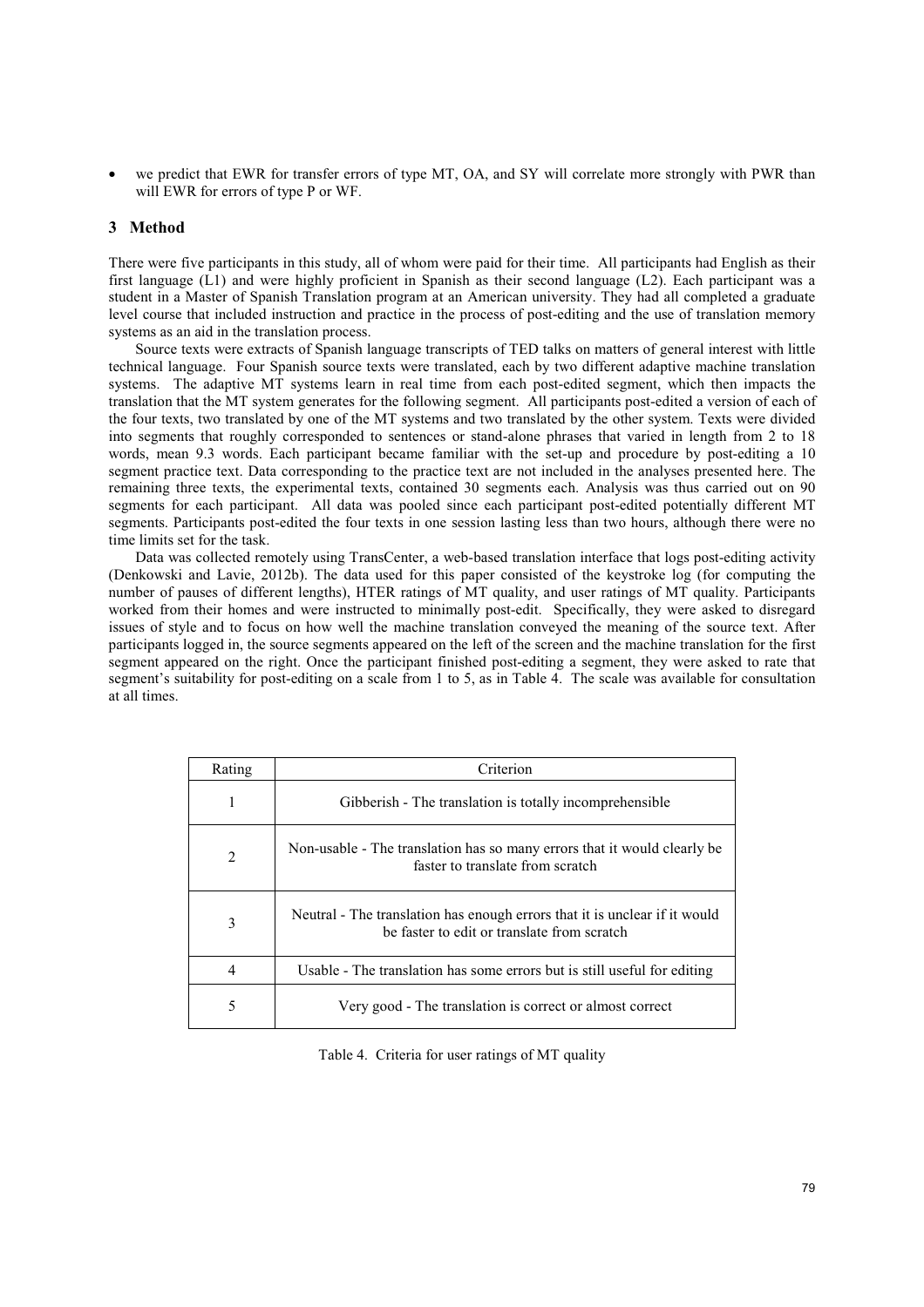- we predict that EWR for transfer errors of type MT, OA, and SY will correlate more strongly with PWR than will EWR for errors of type P or WF.

## 3 Method

There were five participants in this study, all of whom were paid for their time. All participants had English as their first language (L1) and were highly proficient in Spanish as their second language (L2). Each participant was a student in a Master of Spanish Translation program at an American university. They had all completed a graduate level course that included instruction and practice in the process of post-editing and the use of translation memory systems as an aid in the translation process.

Source texts were extracts of Spanish language transcripts of TED talks on matters of general interest with little technical language. Four Spanish source texts were translated, each by two different adaptive machine translation systems. The adaptive MT systems learn in real time from each post-edited segment, which then impacts the translation that the MT system generates for the following segment. All participants post-edited a version of each of the four texts, two translated by one of the MT systems and two translated by the other system. Texts were divided into segments that roughly corresponded to sentences or stand-alone phrases that varied in length from 2 to 18 words, mean 9.3 words. Each participant became familiar with the set-up and procedure by post-editing a 10 segment practice text. Data corresponding to the practice text are not included in the analyses presented here. The remaining three texts, the experimental texts, contained 30 segments each. Analysis was thus carried out on 90 segments for each participant. All data was pooled since each participant post-edited potentially different MT segments. Participants post-edited the four texts in one session lasting less than two hours, although there were no time limits set for the task.

Data was collected remotely using TransCenter, a web-based translation interface that logs post-editing activity (Denkowski and Lavie, 2012b). The data used for this paper consisted of the keystroke log (for computing the number of pauses of different lengths), HTER ratings of MT quality, and user ratings of MT quality. Participants worked from their homes and were instructed to minimally post-edit. Specifically, they were asked to disregard issues of style and to focus on how well the machine translation conveyed the meaning of the source text. After participants logged in, the source segments appeared on the left of the screen and the machine translation for the first segment appeared on the right. Once the participant finished post-editing a segment, they were asked to rate that segment's suitability for post-editing on a scale from 1 to 5, as in Table 4. The scale was available for consultation at all times.

| Rating | Criterion |
| --- | --- |
| 1 | Gibberish - The translation is totally incomprehensible |
| 2 | Non-usable - The translation has so many errors that it would clearly be faster to translate from scratch |
| 3 | Neutral - The translation has enough errors that it is unclear if it would be faster to edit or translate from scratch |
| 4 | Usable - The translation has some errors but is still useful for editing |
| 5 | Very good - The translation is correct or almost correct |

Table 4. Criteria for user ratings of MT quality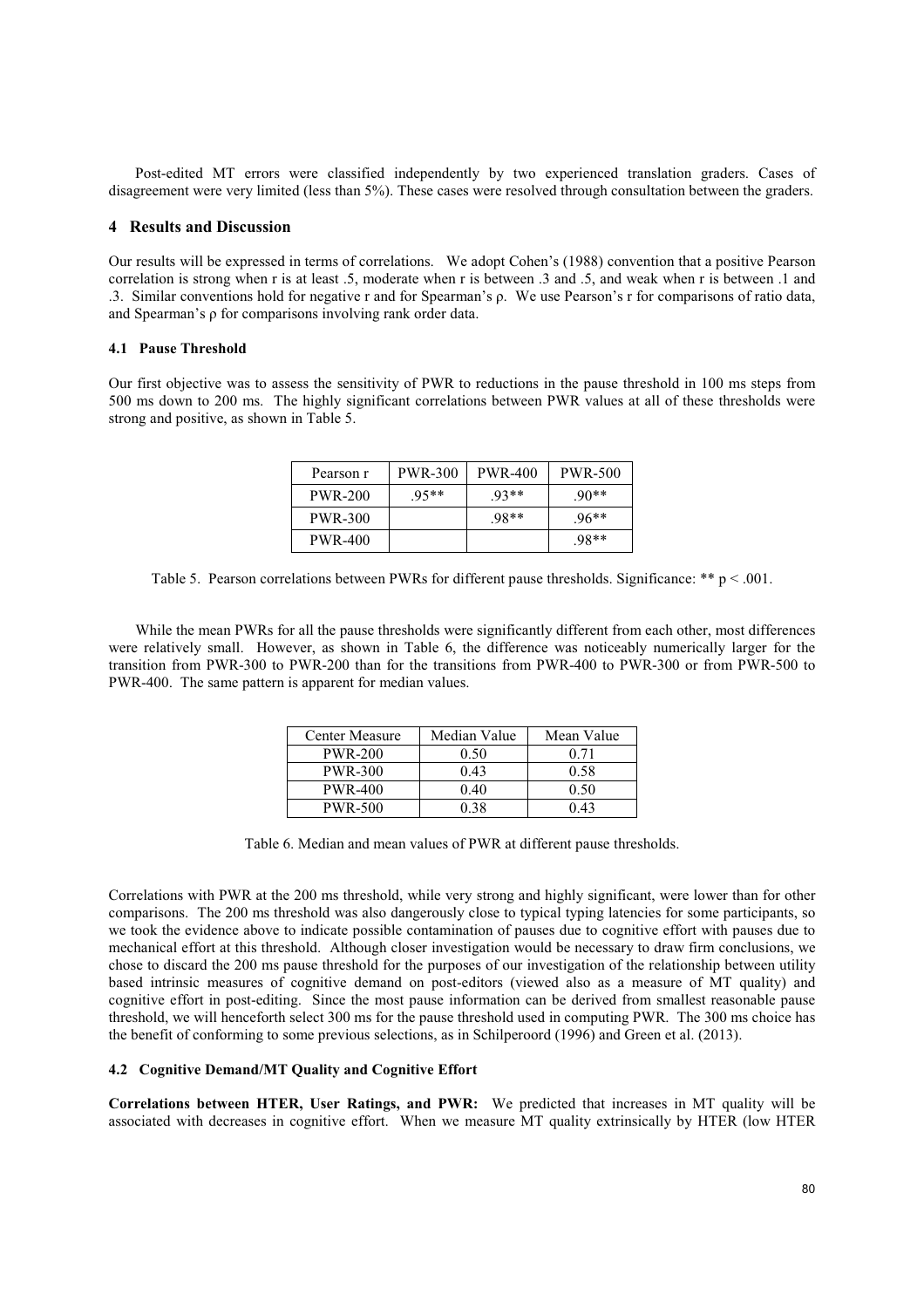Post-edited MT errors were classified independently by two experienced translation graders. Cases of disagreement were very limited (less than 5%). These cases were resolved through consultation between the graders.

## 4 Results and Discussion

Our results will be expressed in terms of correlations. We adopt Cohen's (1988) convention that a positive Pearson correlation is strong when r is at least .5, moderate when r is between .3 and .5, and weak when r is between .1 and .3. Similar conventions hold for negative r and for Spearman's ρ. We use Pearson's r for comparisons of ratio data, and Spearman's ρ for comparisons involving rank order data.

### 4.1 Pause Threshold

Our first objective was to assess the sensitivity of PWR to reductions in the pause threshold in 100 ms steps from 500 ms down to 200 ms. The highly significant correlations between PWR values at all of these thresholds were strong and positive, as shown in Table 5.

| Pearson r | PWR-300 | PWR-400 | PWR-500 |
|---|---|---|---|
| PWR-200 | .95** | .93** | .90** |
| PWR-300 | | .98** | .96** |
| PWR-400 | | | .98** |

Table 5. Pearson correlations between PWRs for different pause thresholds. Significance: ** $p < .001$.

While the mean PWRs for all the pause thresholds were significantly different from each other, most differences were relatively small. However, as shown in Table 6, the difference was noticeably numerically larger for the transition from PWR-300 to PWR-200 than for the transitions from PWR-400 to PWR-300 or from PWR-500 to PWR-400. The same pattern is apparent for median values.

| Center Measure | Median Value | Mean Value |
|---|---|---|
| PWR-200 | 0.50 | 0.71 |
| PWR-300 | 0.43 | 0.58 |
| PWR-400 | 0.40 | 0.50 |
| PWR-500 | 0.38 | 0.43 |

Table 6. Median and mean values of PWR at different pause thresholds.

Correlations with PWR at the 200 ms threshold, while very strong and highly significant, were lower than for other comparisons. The 200 ms threshold was also dangerously close to typical typing latencies for some participants, so we took the evidence above to indicate possible contamination of pauses due to cognitive effort with pauses due to mechanical effort at this threshold. Although closer investigation would be necessary to draw firm conclusions, we chose to discard the 200 ms pause threshold for the purposes of our investigation of the relationship between utility based intrinsic measures of cognitive demand on post-editors (viewed also as a measure of MT quality) and cognitive effort in post-editing. Since the most pause information can be derived from smallest reasonable pause threshold, we will henceforth select 300 ms for the pause threshold used in computing PWR. The 300 ms choice has the benefit of conforming to some previous selections, as in Schilperoord (1996) and Green et al. (2013).

### 4.2 Cognitive Demand/MT Quality and Cognitive Effort

**Correlations between HTER, User Ratings, and PWR:** We predicted that increases in MT quality will be associated with decreases in cognitive effort. When we measure MT quality extrinsically by HTER (low HTER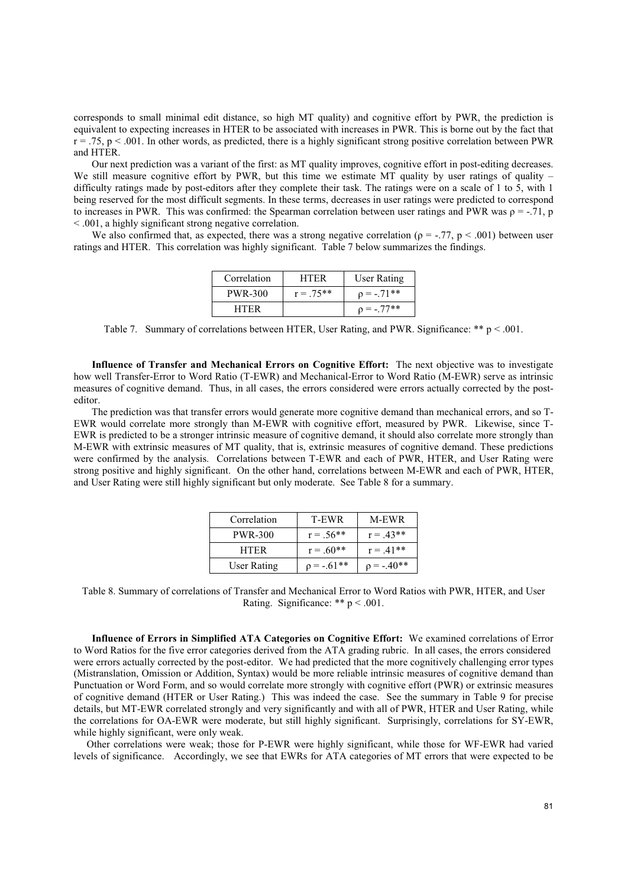corresponds to small minimal edit distance, so high MT quality) and cognitive effort by PWR, the prediction is equivalent to expecting increases in HTER to be associated with increases in PWR. This is borne out by the fact that $r = .75$, $p < .001$. In other words, as predicted, there is a highly significant strong positive correlation between PWR and HTER.

Our next prediction was a variant of the first: as MT quality improves, cognitive effort in post-editing decreases. We still measure cognitive effort by PWR, but this time we estimate MT quality by user ratings of quality – difficulty ratings made by post-editors after they complete their task. The ratings were on a scale of 1 to 5, with 1 being reserved for the most difficult segments. In these terms, decreases in user ratings were predicted to correspond to increases in PWR. This was confirmed: the Spearman correlation between user ratings and PWR was $\rho = -.71$, $p < .001$, a highly significant strong negative correlation.

We also confirmed that, as expected, there was a strong negative correlation ($\rho = -.77$, $p < .001$) between user ratings and HTER. This correlation was highly significant. Table 7 below summarizes the findings.

| Correlation | HTER | User Rating |
|---|---|---|
| PWR-300 | $r = .75$** | $\rho = -.71$** |
| HTER | | $\rho = -.77$** |

Table 7. Summary of correlations between HTER, User Rating, and PWR. Significance: ** $p < .001$.

**Influence of Transfer and Mechanical Errors on Cognitive Effort:** The next objective was to investigate how well Transfer-Error to Word Ratio (T-EWR) and Mechanical-Error to Word Ratio (M-EWR) serve as intrinsic measures of cognitive demand. Thus, in all cases, the errors considered were errors actually corrected by the post-editor.

The prediction was that transfer errors would generate more cognitive demand than mechanical errors, and so T-EWR would correlate more strongly than M-EWR with cognitive effort, measured by PWR. Likewise, since T-EWR is predicted to be a stronger intrinsic measure of cognitive demand, it should also correlate more strongly than M-EWR with extrinsic measures of MT quality, that is, extrinsic measures of cognitive demand. These predictions were confirmed by the analysis. Correlations between T-EWR and each of PWR, HTER, and User Rating were strong positive and highly significant. On the other hand, correlations between M-EWR and each of PWR, HTER, and User Rating were still highly significant but only moderate. See Table 8 for a summary.

| Correlation | T-EWR | M-EWR |
|---|---|---|
| PWR-300 | $r = .56$** | $r = .43$** |
| HTER | $r = .60$** | $r = .41$** |
| User Rating | $\rho = -.61$** | $\rho = -.40$** |

Table 8. Summary of correlations of Transfer and Mechanical Error to Word Ratios with PWR, HTER, and User Rating. Significance: ** $p < .001$.

**Influence of Errors in Simplified ATA Categories on Cognitive Effort:** We examined correlations of Error to Word Ratios for the five error categories derived from the ATA grading rubric. In all cases, the errors considered were errors actually corrected by the post-editor. We had predicted that the more cognitively challenging error types (Mistranslation, Omission or Addition, Syntax) would be more reliable intrinsic measures of cognitive demand than Punctuation or Word Form, and so would correlate more strongly with cognitive effort (PWR) or extrinsic measures of cognitive demand (HTER or User Rating.) This was indeed the case. See the summary in Table 9 for precise details, but MT-EWR correlated strongly and very significantly and with all of PWR, HTER and User Rating, while the correlations for OA-EWR were moderate, but still highly significant. Surprisingly, correlations for SY-EWR, while highly significant, were only weak.

Other correlations were weak; those for P-EWR were highly significant, while those for WF-EWR had varied levels of significance. Accordingly, we see that EWRs for ATA categories of MT errors that were expected to be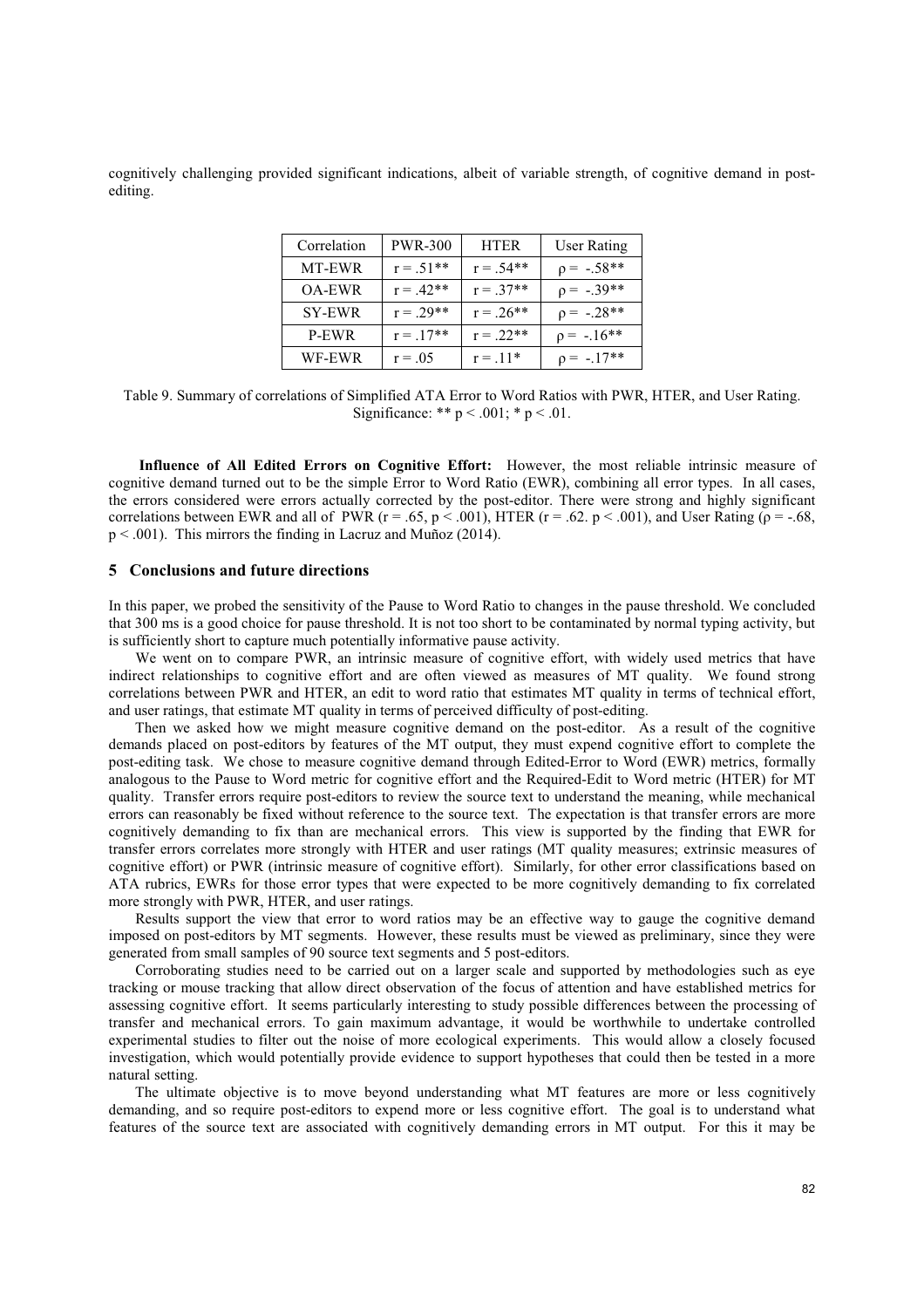cognitively challenging provided significant indications, albeit of variable strength, of cognitive demand in post-editing.

| Correlation | PWR-300 | HTER | User Rating |
|---|---|---|---|
| MT-EWR | $r = .51^{**}$ | $r = .54^{**}$ | $\rho = -.58^{**}$ |
| OA-EWR | $r = .42^{**}$ | $r = .37^{**}$ | $\rho = -.39^{**}$ |
| SY-EWR | $r = .29^{**}$ | $r = .26^{**}$ | $\rho = -.28^{**}$ |
| P-EWR | $r = .17^{**}$ | $r = .22^{**}$ | $\rho = -.16^{**}$ |
| WF-EWR | $r = .05$ | $r = .11^{*}$ | $\rho = -.17^{**}$ |

Table 9. Summary of correlations of Simplified ATA Error to Word Ratios with PWR, HTER, and User Rating. Significance: ** $p < .001$; * $p < .01$.

**Influence of All Edited Errors on Cognitive Effort:** However, the most reliable intrinsic measure of cognitive demand turned out to be the simple Error to Word Ratio (EWR), combining all error types. In all cases, the errors considered were errors actually corrected by the post-editor. There were strong and highly significant correlations between EWR and all of PWR ($r = .65$, $p < .001$), HTER ($r = .62$. $p < .001$), and User Rating ($\rho = -.68$, $p < .001$). This mirrors the finding in Lacruz and Muñoz (2014).

## 5 Conclusions and future directions

In this paper, we probed the sensitivity of the Pause to Word Ratio to changes in the pause threshold. We concluded that 300 ms is a good choice for pause threshold. It is not too short to be contaminated by normal typing activity, but is sufficiently short to capture much potentially informative pause activity.

We went on to compare PWR, an intrinsic measure of cognitive effort, with widely used metrics that have indirect relationships to cognitive effort and are often viewed as measures of MT quality. We found strong correlations between PWR and HTER, an edit to word ratio that estimates MT quality in terms of technical effort, and user ratings, that estimate MT quality in terms of perceived difficulty of post-editing.

Then we asked how we might measure cognitive demand on the post-editor. As a result of the cognitive demands placed on post-editors by features of the MT output, they must expend cognitive effort to complete the post-editing task. We chose to measure cognitive demand through Edited-Error to Word (EWR) metrics, formally analogous to the Pause to Word metric for cognitive effort and the Required-Edit to Word metric (HTER) for MT quality. Transfer errors require post-editors to review the source text to understand the meaning, while mechanical errors can reasonably be fixed without reference to the source text. The expectation is that transfer errors are more cognitively demanding to fix than are mechanical errors. This view is supported by the finding that EWR for transfer errors correlates more strongly with HTER and user ratings (MT quality measures; extrinsic measures of cognitive effort) or PWR (intrinsic measure of cognitive effort). Similarly, for other error classifications based on ATA rubrics, EWRs for those error types that were expected to be more cognitively demanding to fix correlated more strongly with PWR, HTER, and user ratings.

Results support the view that error to word ratios may be an effective way to gauge the cognitive demand imposed on post-editors by MT segments. However, these results must be viewed as preliminary, since they were generated from small samples of 90 source text segments and 5 post-editors.

Corroborating studies need to be carried out on a larger scale and supported by methodologies such as eye tracking or mouse tracking that allow direct observation of the focus of attention and have established metrics for assessing cognitive effort. It seems particularly interesting to study possible differences between the processing of transfer and mechanical errors. To gain maximum advantage, it would be worthwhile to undertake controlled experimental studies to filter out the noise of more ecological experiments. This would allow a closely focused investigation, which would potentially provide evidence to support hypotheses that could then be tested in a more natural setting.

The ultimate objective is to move beyond understanding what MT features are more or less cognitively demanding, and so require post-editors to expend more or less cognitive effort. The goal is to understand what features of the source text are associated with cognitively demanding errors in MT output. For this it may be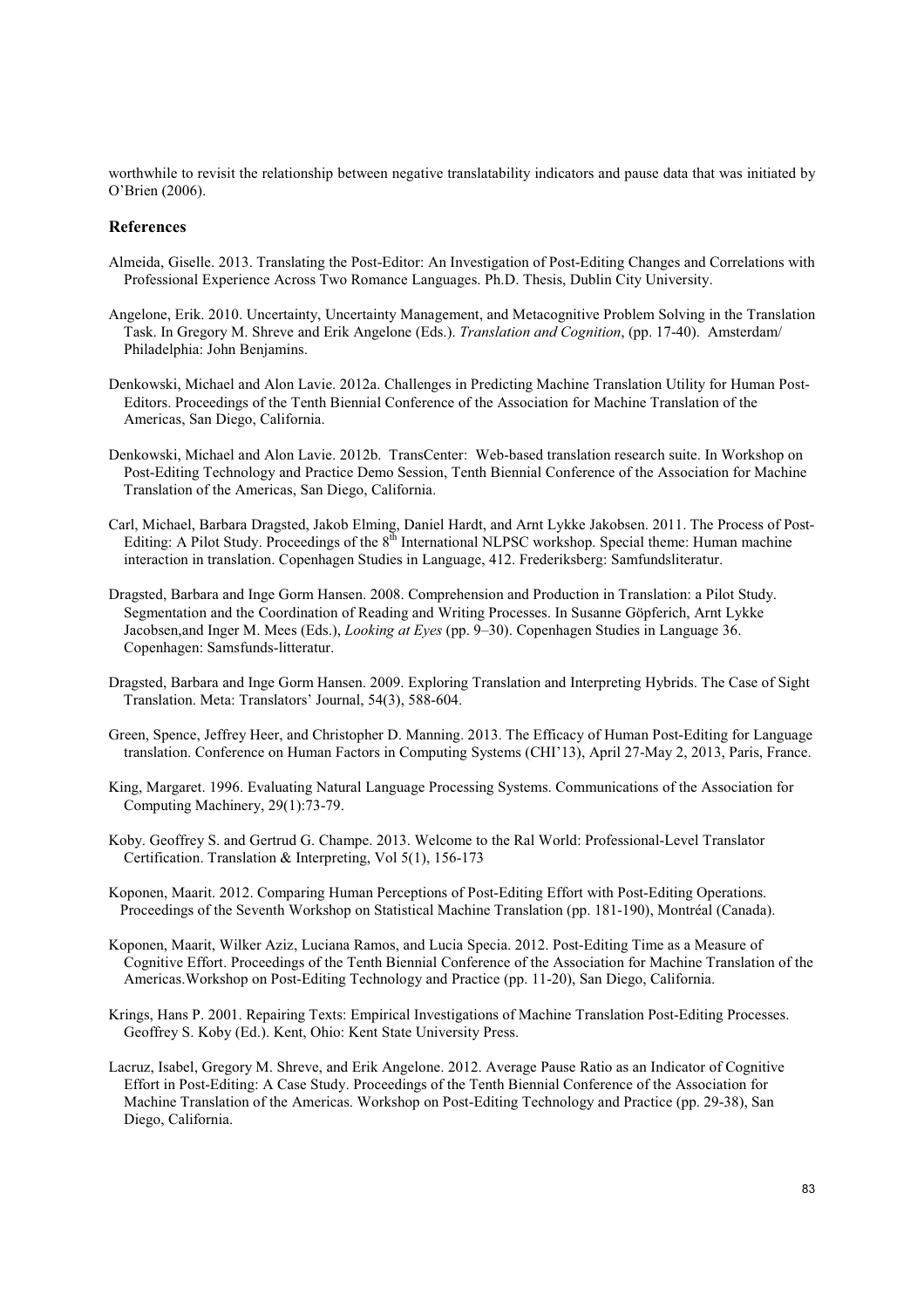worthwhile to revisit the relationship between negative translatability indicators and pause data that was initiated by O'Brien (2006).

## References

Almeida, Giselle. 2013. Translating the Post-Editor: An Investigation of Post-Editing Changes and Correlations with Professional Experience Across Two Romance Languages. Ph.D. Thesis, Dublin City University.

Angelone, Erik. 2010. Uncertainty, Uncertainty Management, and Metacognitive Problem Solving in the Translation Task. In Gregory M. Shreve and Erik Angelone (Eds.). *Translation and Cognition*, (pp. 17-40). Amsterdam/ Philadelphia: John Benjamins.

Denkowski, Michael and Alon Lavie. 2012a. Challenges in Predicting Machine Translation Utility for Human Post-Editors. Proceedings of the Tenth Biennial Conference of the Association for Machine Translation of the Americas, San Diego, California.

Denkowski, Michael and Alon Lavie. 2012b. TransCenter: Web-based translation research suite. In Workshop on Post-Editing Technology and Practice Demo Session, Tenth Biennial Conference of the Association for Machine Translation of the Americas, San Diego, California.

Carl, Michael, Barbara Dragsted, Jakob Elming, Daniel Hardt, and Arnt Lykke Jakobsen. 2011. The Process of Post-Editing: A Pilot Study. Proceedings of the 8th International NLPSC workshop. Special theme: Human machine interaction in translation. Copenhagen Studies in Language, 412. Frederiksberg: Samfundsliteratur.

Dragsted, Barbara and Inge Gorm Hansen. 2008. Comprehension and Production in Translation: a Pilot Study. Segmentation and the Coordination of Reading and Writing Processes. In Susanne Göpferich, Arnt Lykke Jacobsen,and Inger M. Mees (Eds.), *Looking at Eyes* (pp. 9–30). Copenhagen Studies in Language 36. Copenhagen: Samsfunds-litteratur.

Dragsted, Barbara and Inge Gorm Hansen. 2009. Exploring Translation and Interpreting Hybrids. The Case of Sight Translation. Meta: Translators' Journal, 54(3), 588-604.

Green, Spence, Jeffrey Heer, and Christopher D. Manning. 2013. The Efficacy of Human Post-Editing for Language translation. Conference on Human Factors in Computing Systems (CHI'13), April 27-May 2, 2013, Paris, France.

King, Margaret. 1996. Evaluating Natural Language Processing Systems. Communications of the Association for Computing Machinery, 29(1):73-79.

Koby. Geoffrey S. and Gertrud G. Champe. 2013. Welcome to the Ral World: Professional-Level Translator Certification. Translation & Interpreting, Vol 5(1), 156-173

Koponen, Maarit. 2012. Comparing Human Perceptions of Post-Editing Effort with Post-Editing Operations. Proceedings of the Seventh Workshop on Statistical Machine Translation (pp. 181-190), Montréal (Canada).

Koponen, Maarit, Wilker Aziz, Luciana Ramos, and Lucia Specia. 2012. Post-Editing Time as a Measure of Cognitive Effort. Proceedings of the Tenth Biennial Conference of the Association for Machine Translation of the Americas.Workshop on Post-Editing Technology and Practice (pp. 11-20), San Diego, California.

Krings, Hans P. 2001. Repairing Texts: Empirical Investigations of Machine Translation Post-Editing Processes. Geoffrey S. Koby (Ed.). Kent, Ohio: Kent State University Press.

Lacruz, Isabel, Gregory M. Shreve, and Erik Angelone. 2012. Average Pause Ratio as an Indicator of Cognitive Effort in Post-Editing: A Case Study. Proceedings of the Tenth Biennial Conference of the Association for Machine Translation of the Americas. Workshop on Post-Editing Technology and Practice (pp. 29-38), San Diego, California.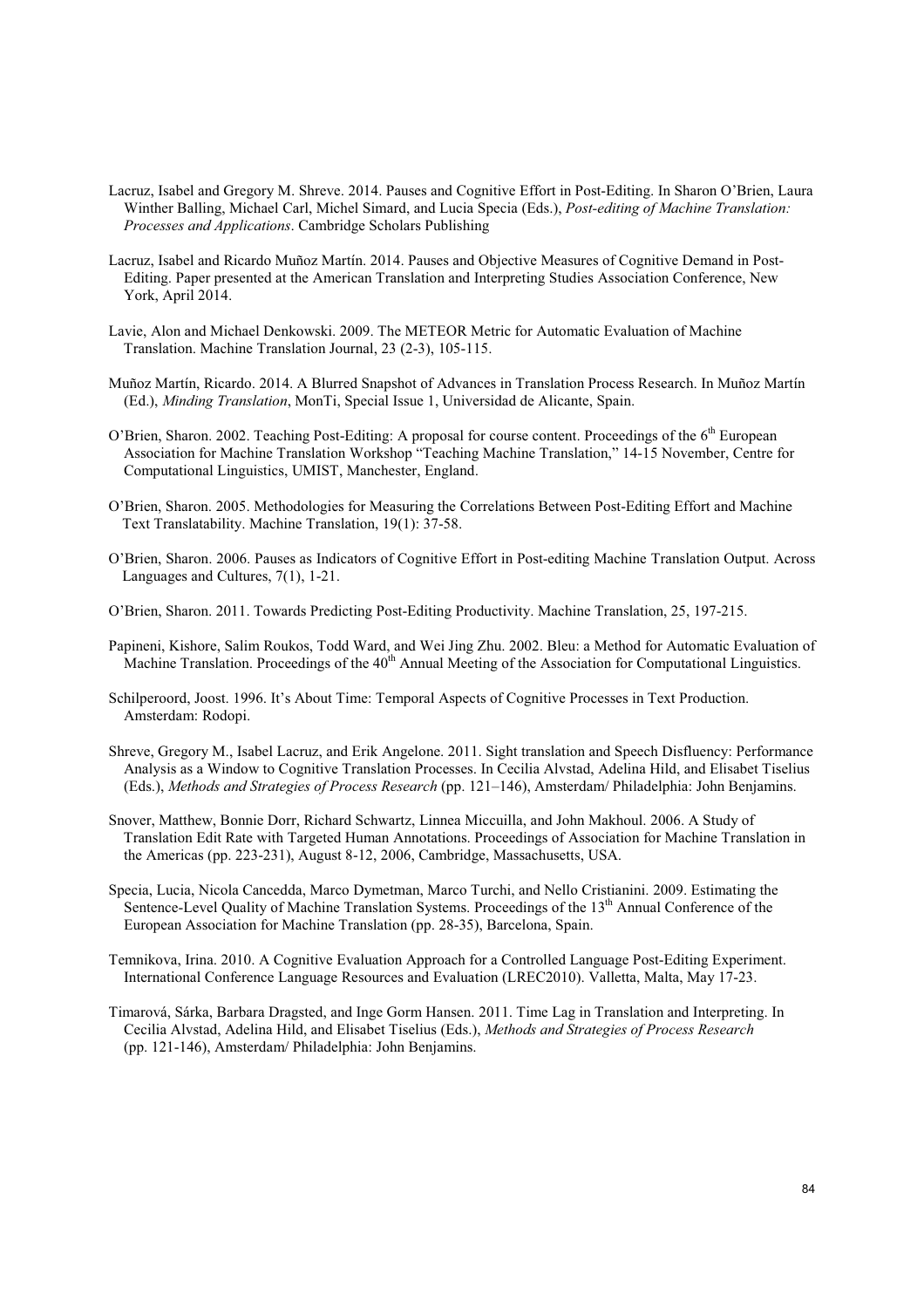Lacruz, Isabel and Gregory M. Shreve. 2014. Pauses and Cognitive Effort in Post-Editing. In Sharon O'Brien, Laura Winther Balling, Michael Carl, Michel Simard, and Lucia Specia (Eds.), *Post-editing of Machine Translation: Processes and Applications*. Cambridge Scholars Publishing

Lacruz, Isabel and Ricardo Muñoz Martín. 2014. Pauses and Objective Measures of Cognitive Demand in Post-Editing. Paper presented at the American Translation and Interpreting Studies Association Conference, New York, April 2014.

Lavie, Alon and Michael Denkowski. 2009. The METEOR Metric for Automatic Evaluation of Machine Translation. Machine Translation Journal, 23 (2-3), 105-115.

Muñoz Martín, Ricardo. 2014. A Blurred Snapshot of Advances in Translation Process Research. In Muñoz Martín (Ed.), *Minding Translation*, MonTi, Special Issue 1, Universidad de Alicante, Spain.

O'Brien, Sharon. 2002. Teaching Post-Editing: A proposal for course content. Proceedings of the 6th European Association for Machine Translation Workshop "Teaching Machine Translation," 14-15 November, Centre for Computational Linguistics, UMIST, Manchester, England.

O'Brien, Sharon. 2005. Methodologies for Measuring the Correlations Between Post-Editing Effort and Machine Text Translatability. Machine Translation, 19(1): 37-58.

O'Brien, Sharon. 2006. Pauses as Indicators of Cognitive Effort in Post-editing Machine Translation Output. Across Languages and Cultures, 7(1), 1-21.

O'Brien, Sharon. 2011. Towards Predicting Post-Editing Productivity. Machine Translation, 25, 197-215.

Papineni, Kishore, Salim Roukos, Todd Ward, and Wei Jing Zhu. 2002. Bleu: a Method for Automatic Evaluation of Machine Translation. Proceedings of the 40th Annual Meeting of the Association for Computational Linguistics.

Schilperoord, Joost. 1996. It's About Time: Temporal Aspects of Cognitive Processes in Text Production. Amsterdam: Rodopi.

Shreve, Gregory M., Isabel Lacruz, and Erik Angelone. 2011. Sight translation and Speech Disfluency: Performance Analysis as a Window to Cognitive Translation Processes. In Cecilia Alvstad, Adelina Hild, and Elisabet Tiselius (Eds.), *Methods and Strategies of Process Research* (pp. 121–146), Amsterdam/ Philadelphia: John Benjamins.

Snover, Matthew, Bonnie Dorr, Richard Schwartz, Linnea Miccuilla, and John Makhoul. 2006. A Study of Translation Edit Rate with Targeted Human Annotations. Proceedings of Association for Machine Translation in the Americas (pp. 223-231), August 8-12, 2006, Cambridge, Massachusetts, USA.

Specia, Lucia, Nicola Cancedda, Marco Dymetman, Marco Turchi, and Nello Cristianini. 2009. Estimating the Sentence-Level Quality of Machine Translation Systems. Proceedings of the 13th Annual Conference of the European Association for Machine Translation (pp. 28-35), Barcelona, Spain.

Temnikova, Irina. 2010. A Cognitive Evaluation Approach for a Controlled Language Post-Editing Experiment. International Conference Language Resources and Evaluation (LREC2010). Valletta, Malta, May 17-23.

Timarová, Sárka, Barbara Dragsted, and Inge Gorm Hansen. 2011. Time Lag in Translation and Interpreting. In Cecilia Alvstad, Adelina Hild, and Elisabet Tiselius (Eds.), *Methods and Strategies of Process Research* (pp. 121-146), Amsterdam/ Philadelphia: John Benjamins.